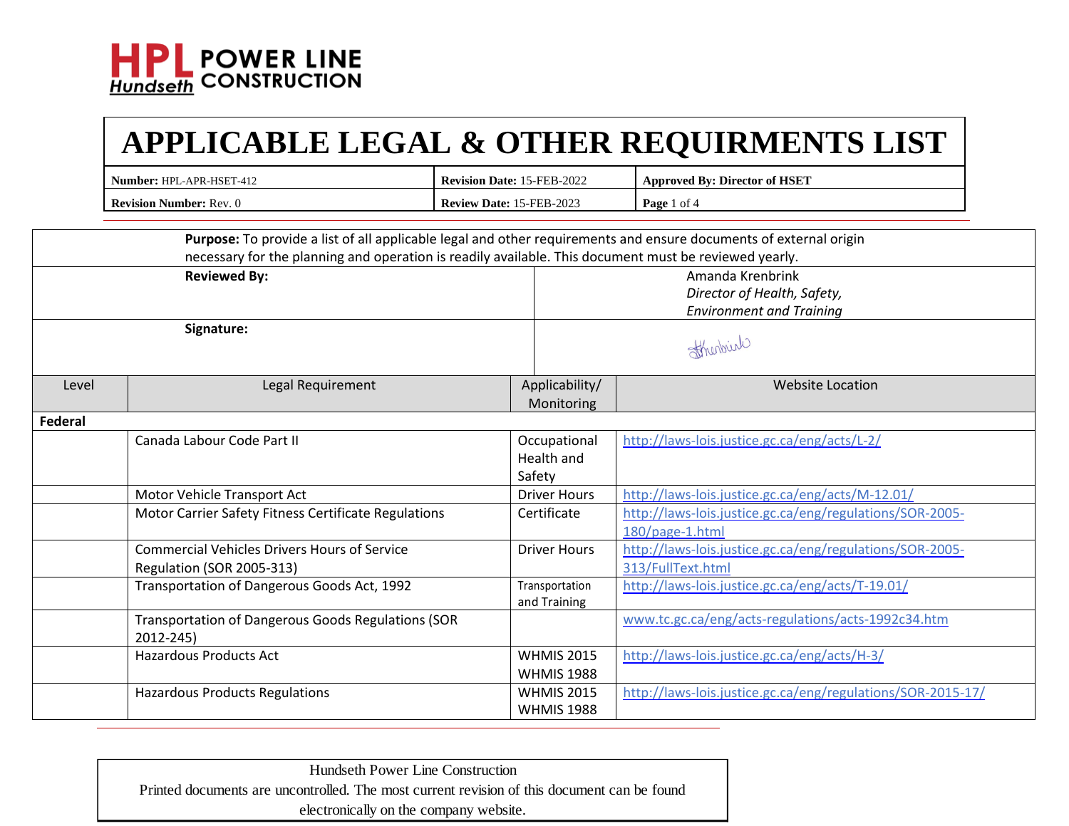HPL POWER LINE CONSTRUCTION
Hundseth

# APPLICABLE LEGAL & OTHER REQUIRMENTS LIST

| **Number:** HPL-APR-HSET-412 | **Revision Date:** 15-FEB-2022 | **Approved By: Director of HSET** |
|---|---|---|
| **Revision Number:** Rev. 0 | **Review Date:** 15-FEB-2023 | |

**Purpose:** To provide a list of all applicable legal and other requirements and ensure documents of external origin necessary for the planning and operation is readily available. This document must be reviewed yearly.

| **Reviewed By:** | Amanda Krenbrink<br>*Director of Health, Safety, Environment and Training* |
|---|---|
| **Signature:** | |

| Level | Legal Requirement | Applicability/ Monitoring | Website Location |
|---|---|---|---|
| **Federal** | | | |
| | Canada Labour Code Part II | Occupational Health and Safety | http://laws-lois.justice.gc.ca/eng/acts/L-2/ |
| | Motor Vehicle Transport Act | Driver Hours | http://laws-lois.justice.gc.ca/eng/acts/M-12.01/ |
| | Motor Carrier Safety Fitness Certificate Regulations | Certificate | http://laws-lois.justice.gc.ca/eng/regulations/SOR-2005-180/page-1.html |
| | Commercial Vehicles Drivers Hours of Service Regulation (SOR 2005-313) | Driver Hours | http://laws-lois.justice.gc.ca/eng/regulations/SOR-2005-313/FullText.html |
| | Transportation of Dangerous Goods Act, 1992 | Transportation and Training | http://laws-lois.justice.gc.ca/eng/acts/T-19.01/ |
| | Transportation of Dangerous Goods Regulations (SOR 2012-245) | | www.tc.gc.ca/eng/acts-regulations/acts-1992c34.htm |
| | Hazardous Products Act | WHMIS 2015<br>WHMIS 1988 | http://laws-lois.justice.gc.ca/eng/acts/H-3/ |
| | Hazardous Products Regulations | WHMIS 2015<br>WHMIS 1988 | http://laws-lois.justice.gc.ca/eng/regulations/SOR-2015-17/ |

Hundseth Power Line Construction
Printed documents are uncontrolled. The most current revision of this document can be found electronically on the company website.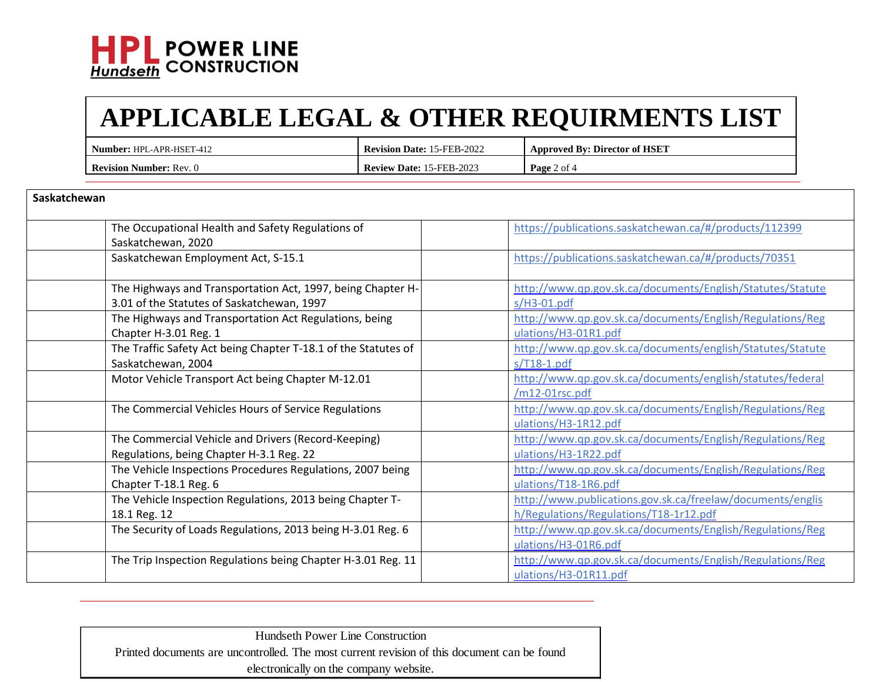| Saskatchewan | | | |
|---|---|---|---|
| | The Occupational Health and Safety Regulations of Saskatchewan, 2020 | | https://publications.saskatchewan.ca/#/products/112399 |
| | Saskatchewan Employment Act, S-15.1 | | https://publications.saskatchewan.ca/#/products/70351 |
| | The Highways and Transportation Act, 1997, being Chapter H-3.01 of the Statutes of Saskatchewan, 1997 | | http://www.qp.gov.sk.ca/documents/English/Statutes/Statutes/H3-01.pdf |
| | The Highways and Transportation Act Regulations, being Chapter H-3.01 Reg. 1 | | http://www.qp.gov.sk.ca/documents/English/Regulations/Regulations/H3-01R1.pdf |
| | The Traffic Safety Act being Chapter T-18.1 of the Statutes of Saskatchewan, 2004 | | http://www.qp.gov.sk.ca/documents/english/Statutes/Statutes/T18-1.pdf |
| | Motor Vehicle Transport Act being Chapter M-12.01 | | http://www.qp.gov.sk.ca/documents/english/statutes/federal/m12-01rsc.pdf |
| | The Commercial Vehicles Hours of Service Regulations | | http://www.qp.gov.sk.ca/documents/English/Regulations/Regulations/H3-1R12.pdf |
| | The Commercial Vehicle and Drivers (Record-Keeping) Regulations, being Chapter H-3.1 Reg. 22 | | http://www.qp.gov.sk.ca/documents/English/Regulations/Regulations/H3-1R22.pdf |
| | The Vehicle Inspections Procedures Regulations, 2007 being Chapter T-18.1 Reg. 6 | | http://www.qp.gov.sk.ca/documents/English/Regulations/Regulations/T18-1R6.pdf |
| | The Vehicle Inspection Regulations, 2013 being Chapter T-18.1 Reg. 12 | | http://www.publications.gov.sk.ca/freelaw/documents/english/Regulations/Regulations/T18-1r12.pdf |
| | The Security of Loads Regulations, 2013 being H-3.01 Reg. 6 | | http://www.qp.gov.sk.ca/documents/English/Regulations/Regulations/H3-01R6.pdf |
| | The Trip Inspection Regulations being Chapter H-3.01 Reg. 11 | | http://www.qp.gov.sk.ca/documents/English/Regulations/Regulations/H3-01R11.pdf |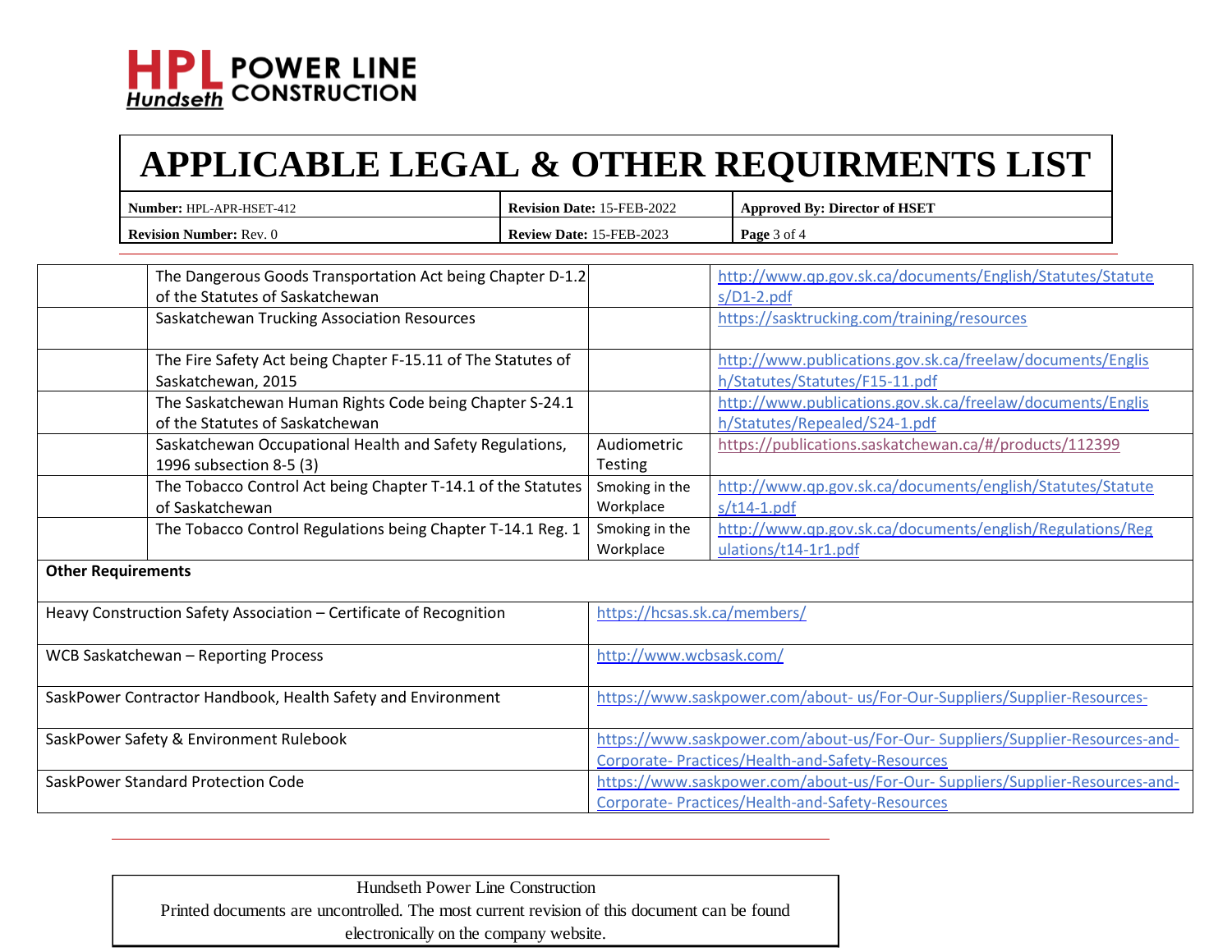| | | | |
|---|---|---|---|
| | The Dangerous Goods Transportation Act being Chapter D-1.2 of the Statutes of Saskatchewan | | http://www.qp.gov.sk.ca/documents/English/Statutes/Statutes/D1-2.pdf |
| | Saskatchewan Trucking Association Resources | | https://sasktrucking.com/training/resources |
| | The Fire Safety Act being Chapter F-15.11 of The Statutes of Saskatchewan, 2015 | | http://www.publications.gov.sk.ca/freelaw/documents/English/Statutes/Statutes/F15-11.pdf |
| | The Saskatchewan Human Rights Code being Chapter S-24.1 of the Statutes of Saskatchewan | | http://www.publications.gov.sk.ca/freelaw/documents/English/Statutes/Repealed/S24-1.pdf |
| | Saskatchewan Occupational Health and Safety Regulations, 1996 subsection 8-5 (3) | Audiometric Testing | https://publications.saskatchewan.ca/#/products/112399 |
| | The Tobacco Control Act being Chapter T-14.1 of the Statutes of Saskatchewan | Smoking in the Workplace | http://www.qp.gov.sk.ca/documents/english/Statutes/Statutes/t14-1.pdf |
| | The Tobacco Control Regulations being Chapter T-14.1 Reg. 1 | Smoking in the Workplace | http://www.qp.gov.sk.ca/documents/english/Regulations/Regulations/t14-1r1.pdf |

| **Other Requirements** | |
|---|---|
| Heavy Construction Safety Association – Certificate of Recognition | https://hcsas.sk.ca/members/ |
| WCB Saskatchewan – Reporting Process | http://www.wcbsask.com/ |
| SaskPower Contractor Handbook, Health Safety and Environment | https://www.saskpower.com/about- us/For-Our-Suppliers/Supplier-Resources- |
| SaskPower Safety & Environment Rulebook | https://www.saskpower.com/about-us/For-Our- Suppliers/Supplier-Resources-and-Corporate- Practices/Health-and-Safety-Resources |
| SaskPower Standard Protection Code | https://www.saskpower.com/about-us/For-Our- Suppliers/Supplier-Resources-and-Corporate- Practices/Health-and-Safety-Resources |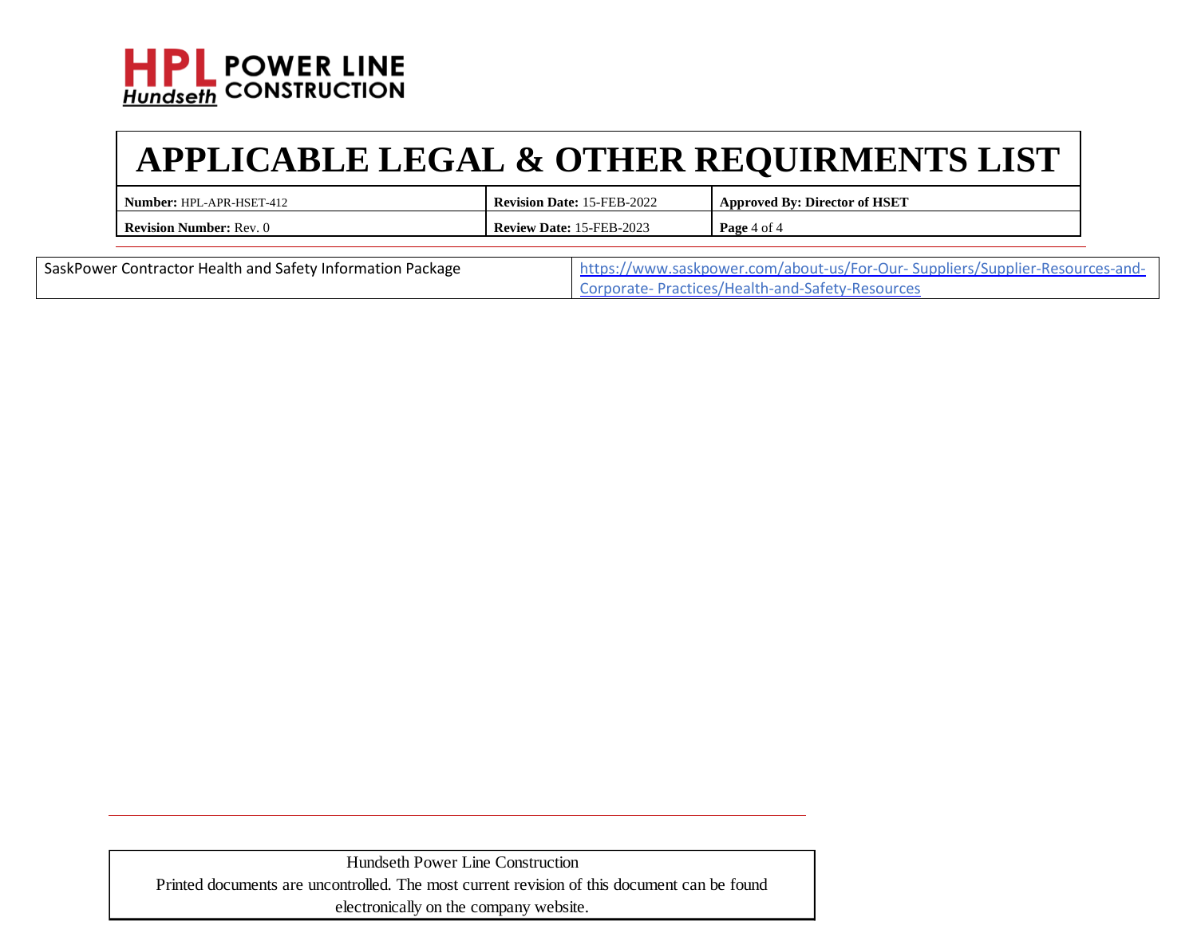| | |
|---|---|
| SaskPower Contractor Health and Safety Information Package | https://www.saskpower.com/about-us/For-Our- Suppliers/Supplier-Resources-and-Corporate- Practices/Health-and-Safety-Resources |